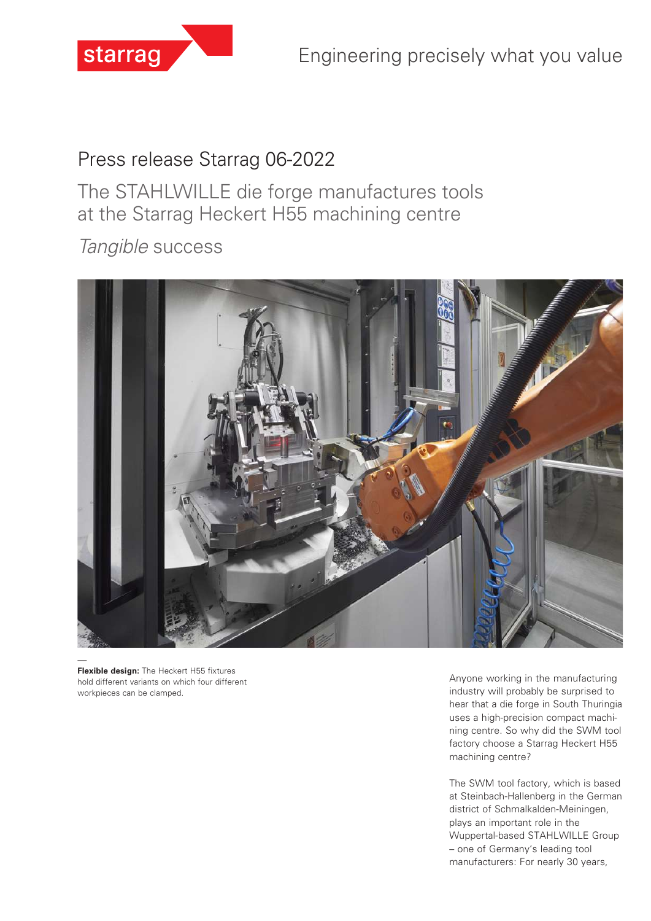starrag

Engineering precisely what you value

# Press release Starrag 06-2022

## The STAHLWILLE die forge manufactures tools at the Starrag Heckert H55 machining centre

## *Tangible* success

—
**Flexible design:** The Heckert H55 fixtures hold different variants on which four different workpieces can be clamped.

Anyone working in the manufacturing industry will probably be surprised to hear that a die forge in South Thuringia uses a high-precision compact machining centre. So why did the SWM tool factory choose a Starrag Heckert H55 machining centre?

The SWM tool factory, which is based at Steinbach-Hallenberg in the German district of Schmalkalden-Meiningen, plays an important role in the Wuppertal-based STAHLWILLE Group – one of Germany's leading tool manufacturers: For nearly 30 years,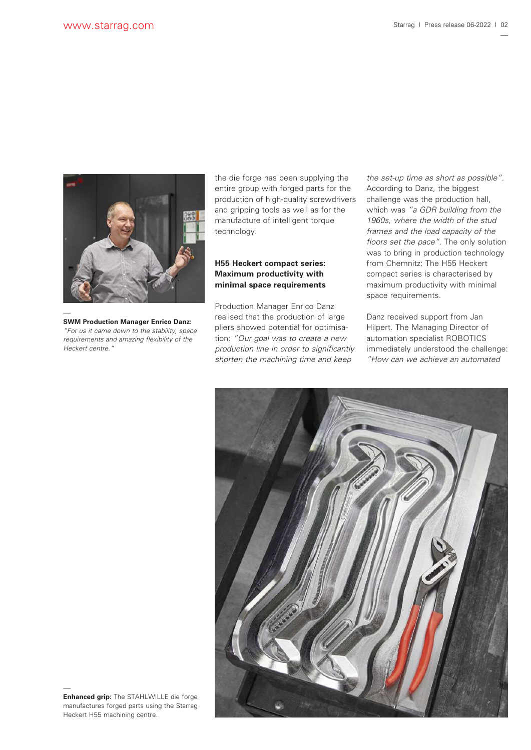**SWM Production Manager Enrico Danz:** *"For us it came down to the stability, space requirements and amazing flexibility of the Heckert centre."*

the die forge has been supplying the entire group with forged parts for the production of high-quality screwdrivers and gripping tools as well as for the manufacture of intelligent torque technology.

### H55 Heckert compact series: Maximum productivity with minimal space requirements

Production Manager Enrico Danz realised that the production of large pliers showed potential for optimisation: *"Our goal was to create a new production line in order to significantly shorten the machining time and keep the set-up time as short as possible"*. According to Danz, the biggest challenge was the production hall, which was *"a GDR building from the 1960s, where the width of the stud frames and the load capacity of the floors set the pace"*. The only solution was to bring in production technology from Chemnitz: The H55 Heckert compact series is characterised by maximum productivity with minimal space requirements.

Danz received support from Jan Hilpert. The Managing Director of automation specialist ROBOTICS immediately understood the challenge: *"How can we achieve an automated*

**Enhanced grip:** The STAHLWILLE die forge manufactures forged parts using the Starrag Heckert H55 machining centre.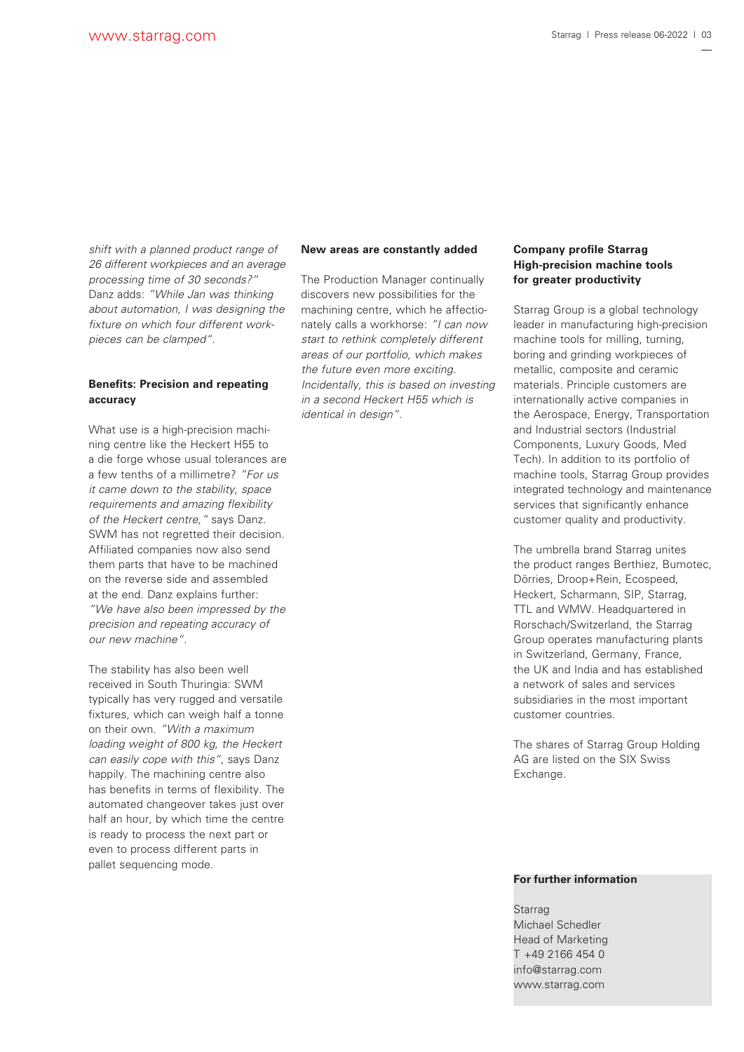*shift with a planned product range of 26 different workpieces and an average processing time of 30 seconds?"* Danz adds: *"While Jan was thinking about automation, I was designing the fixture on which four different work-pieces can be clamped"*.

**Benefits: Precision and repeating accuracy**

What use is a high-precision machining centre like the Heckert H55 to a die forge whose usual tolerances are a few tenths of a millimetre? *"For us it came down to the stability, space requirements and amazing flexibility of the Heckert centre,"* says Danz. SWM has not regretted their decision. Affiliated companies now also send them parts that have to be machined on the reverse side and assembled at the end. Danz explains further: *"We have also been impressed by the precision and repeating accuracy of our new machine"*.

The stability has also been well received in South Thuringia: SWM typically has very rugged and versatile fixtures, which can weigh half a tonne on their own. *"With a maximum loading weight of 800 kg, the Heckert can easily cope with this"*, says Danz happily. The machining centre also has benefits in terms of flexibility. The automated changeover takes just over half an hour, by which time the centre is ready to process the next part or even to process different parts in pallet sequencing mode.

**New areas are constantly added**

The Production Manager continually discovers new possibilities for the machining centre, which he affectionately calls a workhorse: *"I can now start to rethink completely different areas of our portfolio, which makes the future even more exciting. Incidentally, this is based on investing in a second Heckert H55 which is identical in design"*.

**Company profile Starrag**
**High-precision machine tools for greater productivity**

Starrag Group is a global technology leader in manufacturing high-precision machine tools for milling, turning, boring and grinding workpieces of metallic, composite and ceramic materials. Principle customers are internationally active companies in the Aerospace, Energy, Transportation and Industrial sectors (Industrial Components, Luxury Goods, Med Tech). In addition to its portfolio of machine tools, Starrag Group provides integrated technology and maintenance services that significantly enhance customer quality and productivity.

The umbrella brand Starrag unites the product ranges Berthiez, Bumotec, Dörries, Droop+Rein, Ecospeed, Heckert, Scharmann, SIP, Starrag, TTL and WMW. Headquartered in Rorschach/Switzerland, the Starrag Group operates manufacturing plants in Switzerland, Germany, France, the UK and India and has established a network of sales and services subsidiaries in the most important customer countries.

The shares of Starrag Group Holding AG are listed on the SIX Swiss Exchange.

**For further information**

Starrag
Michael Schedler
Head of Marketing
T +49 2166 454 0
info@starrag.com
www.starrag.com